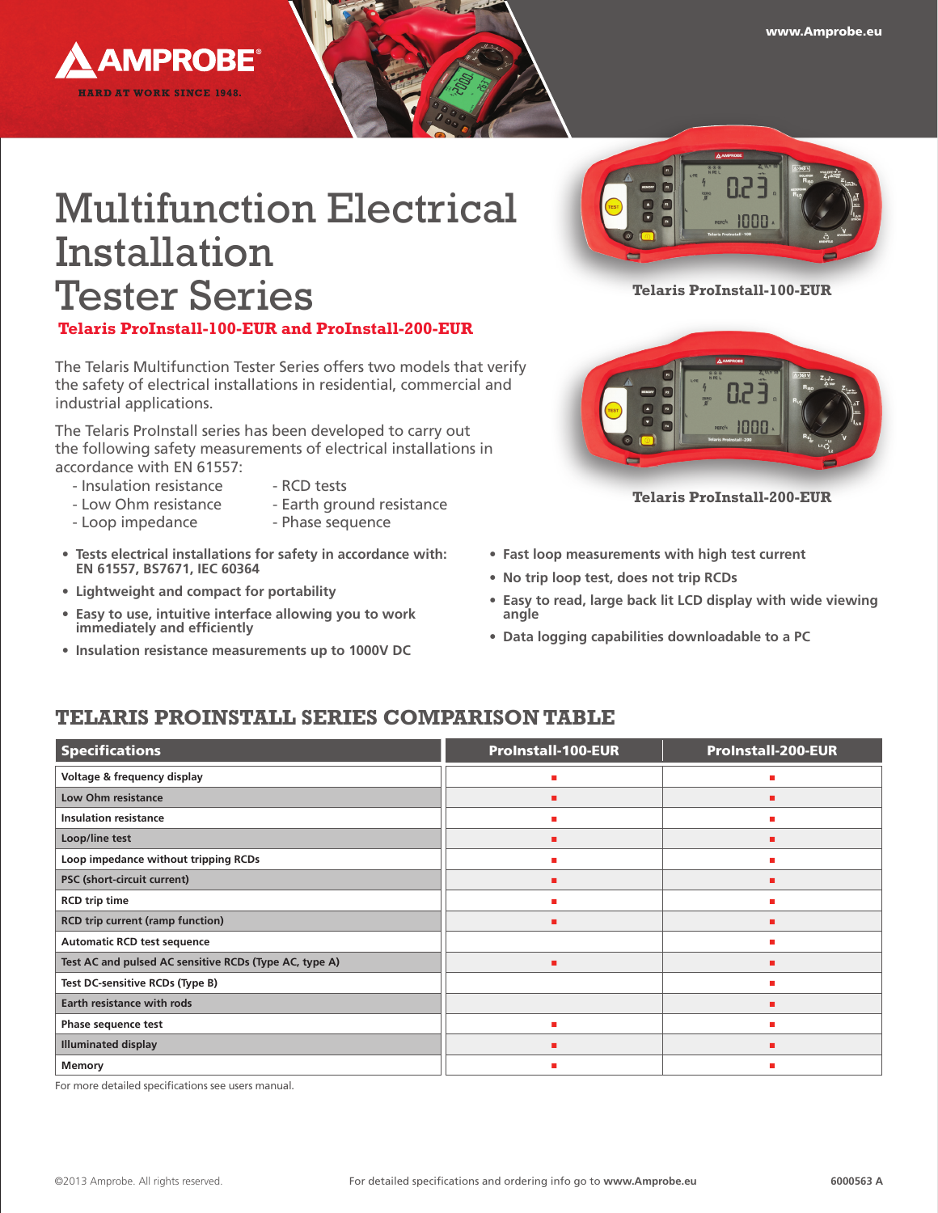# Multifunction Electrical Installation Tester Series

**Telaris ProInstall-100-EUR and ProInstall-200-EUR**

The Telaris Multifunction Tester Series offers two models that verify the safety of electrical installations in residential, commercial and industrial applications.

The Telaris ProInstall series has been developed to carry out the following safety measurements of electrical installations in accordance with EN 61557:

- Insulation resistance
- Low Ohm resistance
- Loop impedance
- RCD tests
- Earth ground resistance
- Phase sequence

- **Tests electrical installations for safety in accordance with: EN 61557, BS7671, IEC 60364**
- **Lightweight and compact for portability**
- **Easy to use, intuitive interface allowing you to work immediately and efficiently**
- **Insulation resistance measurements up to 1000V DC**
- **Fast loop measurements with high test current**
- **No trip loop test, does not trip RCDs**
- **Easy to read, large back lit LCD display with wide viewing angle**
- **Data logging capabilities downloadable to a PC**

**Telaris ProInstall-100-EUR**

**Telaris ProInstall-200-EUR**

## TELARIS PROINSTALL SERIES COMPARISON TABLE

| Specifications | ProInstall-100-EUR | ProInstall-200-EUR |
|---|---|---|
| Voltage & frequency display | ■ | ■ |
| Low Ohm resistance | ■ | ■ |
| Insulation resistance | ■ | ■ |
| Loop/line test | ■ | ■ |
| Loop impedance without tripping RCDs | ■ | ■ |
| PSC (short-circuit current) | ■ | ■ |
| RCD trip time | ■ | ■ |
| RCD trip current (ramp function) | ■ | ■ |
| Automatic RCD test sequence | | ■ |
| Test AC and pulsed AC sensitive RCDs (Type AC, type A) | ■ | ■ |
| Test DC-sensitive RCDs (Type B) | | ■ |
| Earth resistance with rods | | ■ |
| Phase sequence test | ■ | ■ |
| Illuminated display | ■ | ■ |
| Memory | ■ | ■ |

For more detailed specifications see users manual.

©2013 Amprobe. All rights reserved. For detailed specifications and ordering info go to www.Amprobe.eu 6000563 A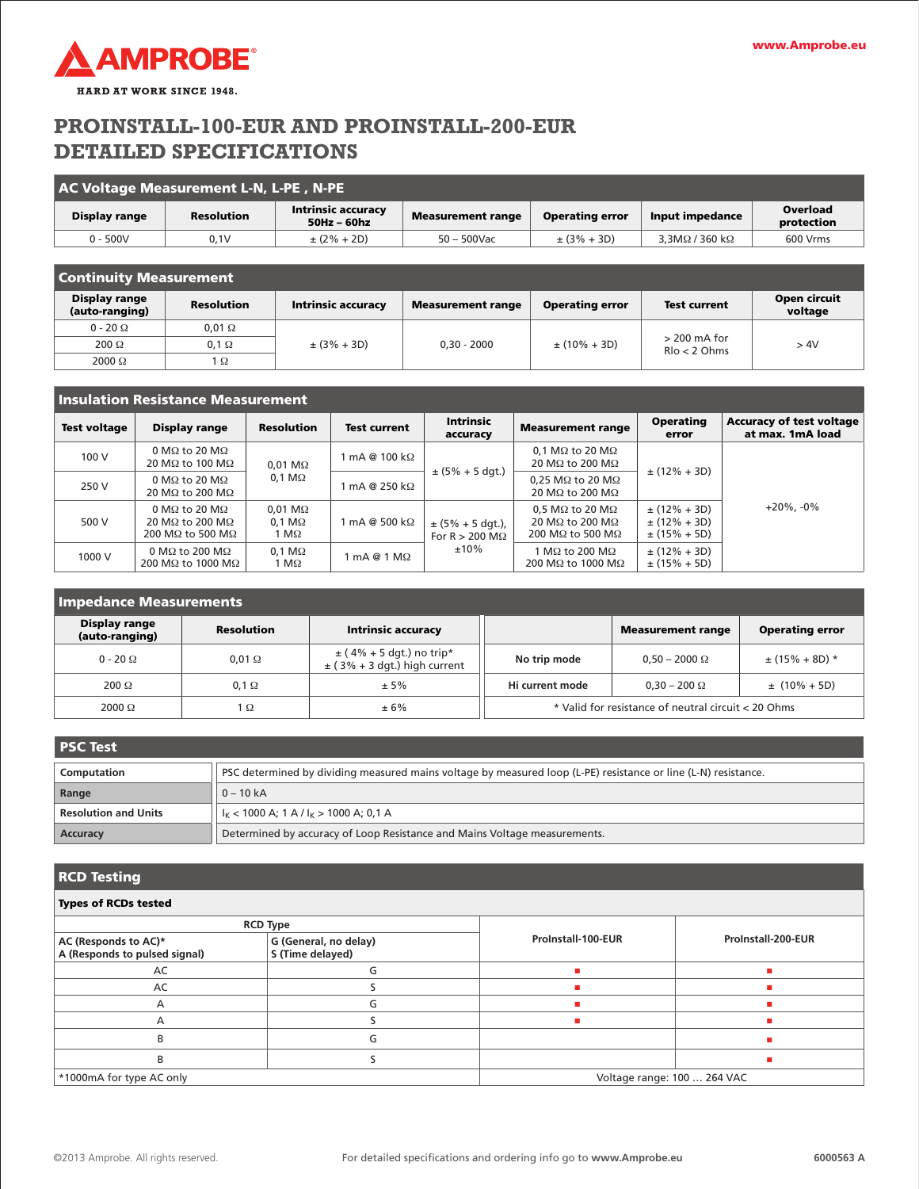# PROINSTALL-100-EUR AND PROINSTALL-200-EUR DETAILED SPECIFICATIONS

## AC Voltage Measurement L-N, L-PE , N-PE

| Display range | Resolution | Intrinsic accuracy 50Hz – 60hz | Measurement range | Operating error | Input impedance | Overload protection |
|---|---|---|---|---|---|---|
| 0 - 500V | 0,1V | ± (2% + 2D) | 50 – 500Vac | ± (3% + 3D) | 3,3MΩ / 360 kΩ | 600 Vrms |

## Continuity Measurement

| Display range (auto-ranging) | Resolution | Intrinsic accuracy | Measurement range | Operating error | Test current | Open circuit voltage |
|---|---|---|---|---|---|---|
| 0 - 20 Ω | 0,01 Ω | ± (3% + 3D) | 0,30 - 2000 | ± (10% + 3D) | > 200 mA for Rlo < 2 Ohms | > 4V |
| 200 Ω | 0,1 Ω | | | | | |
| 2000 Ω | 1 Ω | | | | | |

## Insulation Resistance Measurement

| Test voltage | Display range | Resolution | Test current | Intrinsic accuracy | Measurement range | Operating error | Accuracy of test voltage at max. 1mA load |
|---|---|---|---|---|---|---|---|
| 100 V | 0 MΩ to 20 MΩ<br>20 MΩ to 100 MΩ | 0,01 MΩ<br>0,1 MΩ | 1 mA @ 100 kΩ | ± (5% + 5 dgt.) | 0,1 MΩ to 20 MΩ<br>20 MΩ to 200 MΩ | ± (12% + 3D) | +20%, -0% |
| 250 V | 0 MΩ to 20 MΩ<br>20 MΩ to 200 MΩ | | 1 mA @ 250 kΩ | | 0,25 MΩ to 20 MΩ<br>20 MΩ to 200 MΩ | | |
| 500 V | 0 MΩ to 20 MΩ<br>20 MΩ to 200 MΩ<br>200 MΩ to 500 MΩ | 0,01 MΩ<br>0,1 MΩ<br>1 MΩ | 1 mA @ 500 kΩ | ± (5% + 5 dgt.), For R > 200 MΩ ±10% | 0,5 MΩ to 20 MΩ<br>20 MΩ to 200 MΩ<br>200 MΩ to 500 MΩ | ± (12% + 3D)<br>± (12% + 3D)<br>± (15% + 5D) | |
| 1000 V | 0 MΩ to 200 MΩ<br>200 MΩ to 1000 MΩ | 0,1 MΩ<br>1 MΩ | 1 mA @ 1 MΩ | | 1 MΩ to 200 MΩ<br>200 MΩ to 1000 MΩ | ± (12% + 3D)<br>± (15% + 5D) | |

## Impedance Measurements

| Display range (auto-ranging) | Resolution | Intrinsic accuracy |
|---|---|---|
| 0 - 20 Ω | 0,01 Ω | ± ( 4% + 5 dgt.) no trip*<br>± ( 3% + 3 dgt.) high current |
| 200 Ω | 0,1 Ω | ± 5% |
| 2000 Ω | 1 Ω | ± 6% |

| | Measurement range | Operating error |
|---|---|---|
| No trip mode | 0,50 – 2000 Ω | ± (15% + 8D) * |
| Hi current mode | 0,30 – 200 Ω | ± (10% + 5D) |
| * Valid for resistance of neutral circuit < 20 Ohms | | |

## PSC Test

| | |
|---|---|
| Computation | PSC determined by dividing measured mains voltage by measured loop (L-PE) resistance or line (L-N) resistance. |
| Range | 0 – 10 kA |
| Resolution and Units | $I_K$ < 1000 A; 1 A / $I_K$ > 1000 A; 0,1 A |
| Accuracy | Determined by accuracy of Loop Resistance and Mains Voltage measurements. |

## RCD Testing

**Types of RCDs tested**

| RCD Type | | ProInstall-100-EUR | ProInstall-200-EUR |
|---|---|---|---|
| AC (Responds to AC)*<br>A (Responds to pulsed signal) | G (General, no delay)<br>S (Time delayed) | | |
| AC | G | ■ | ■ |
| AC | S | ■ | ■ |
| A | G | ■ | ■ |
| A | S | ■ | ■ |
| B | G | | ■ |
| B | S | | ■ |
| *1000mA for type AC only | | Voltage range: 100 … 264 VAC | |

©2013 Amprobe. All rights reserved. For detailed specifications and ordering info go to **www.Amprobe.eu** 6000563 A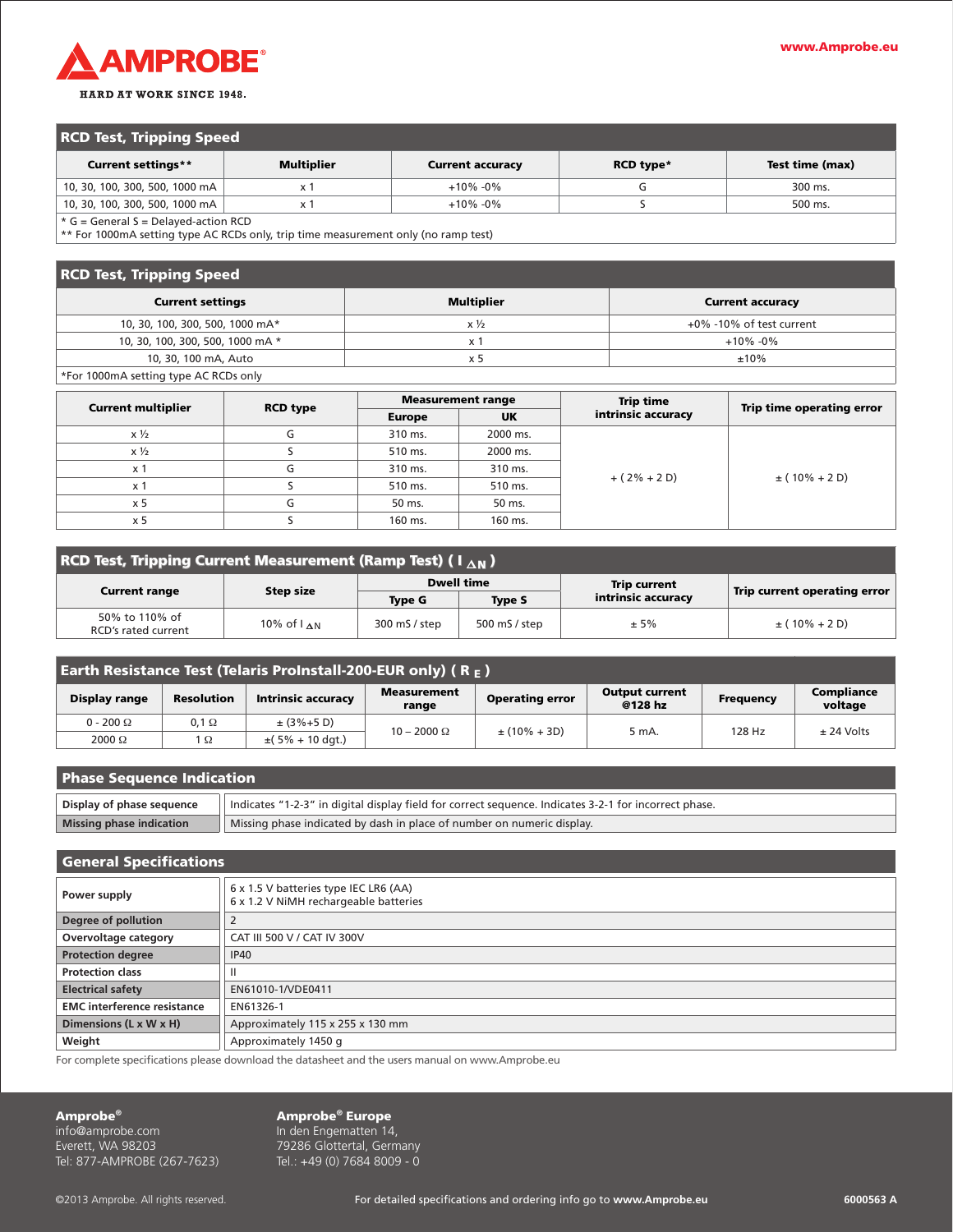## RCD Test, Tripping Speed

| Current settings** | Multiplier | Current accuracy | RCD type* | Test time (max) |
|---|---|---|---|---|
| 10, 30, 100, 300, 500, 1000 mA | x 1 | +10% -0% | G | 300 ms. |
| 10, 30, 100, 300, 500, 1000 mA | x 1 | +10% -0% | S | 500 ms. |

* G = General S = Delayed-action RCD
** For 1000mA setting type AC RCDs only, trip time measurement only (no ramp test)

## RCD Test, Tripping Speed

| Current settings | Multiplier | Current accuracy |
|---|---|---|
| 10, 30, 100, 300, 500, 1000 mA* | x ½ | +0% -10% of test current |
| 10, 30, 100, 300, 500, 1000 mA * | x 1 | +10% -0% |
| 10, 30, 100 mA, Auto | x 5 | ±10% |

*For 1000mA setting type AC RCDs only

| Current multiplier | RCD type | Measurement range | | Trip time intrinsic accuracy | Trip time operating error |
|---|---|---|---|---|---|
| | | Europe | UK | | |
| x ½ | G | 310 ms. | 2000 ms. | + ( 2% + 2 D) | ± ( 10% + 2 D) |
| x ½ | S | 510 ms. | 2000 ms. | | |
| x 1 | G | 310 ms. | 310 ms. | | |
| x 1 | S | 510 ms. | 510 ms. | | |
| x 5 | G | 50 ms. | 50 ms. | | |
| x 5 | S | 160 ms. | 160 ms. | | |

## RCD Test, Tripping Current Measurement (Ramp Test) ( $I_{\Delta N}$ )

| Current range | Step size | Dwell time | | Trip current intrinsic accuracy | Trip current operating error |
|---|---|---|---|---|---|
| | | Type G | Type S | | |
| 50% to 110% of RCD's rated current | 10% of $I_{\Delta N}$ | 300 mS / step | 500 mS / step | ± 5% | ± ( 10% + 2 D) |

## Earth Resistance Test (Telaris ProInstall-200-EUR only) ( $R_E$ )

| Display range | Resolution | Intrinsic accuracy | Measurement range | Operating error | Output current @128 hz | Frequency | Compliance voltage |
|---|---|---|---|---|---|---|---|
| 0 - 200 Ω | 0,1 Ω | ± (3%+5 D) | 10 – 2000 Ω | ± (10% + 3D) | 5 mA. | 128 Hz | ± 24 Volts |
| 2000 Ω | 1 Ω | ±( 5% + 10 dgt.) | | | | | |

## Phase Sequence Indication

| | |
|---|---|
| Display of phase sequence | Indicates "1-2-3" in digital display field for correct sequence. Indicates 3-2-1 for incorrect phase. |
| Missing phase indication | Missing phase indicated by dash in place of number on numeric display. |

## General Specifications

| | |
|---|---|
| Power supply | 6 x 1.5 V batteries type IEC LR6 (AA)<br>6 x 1.2 V NiMH rechargeable batteries |
| Degree of pollution | 2 |
| Overvoltage category | CAT III 500 V / CAT IV 300V |
| Protection degree | IP40 |
| Protection class | II |
| Electrical safety | EN61010-1/VDE0411 |
| EMC interference resistance | EN61326-1 |
| Dimensions (L x W x H) | Approximately 115 x 255 x 130 mm |
| Weight | Approximately 1450 g |

For complete specifications please download the datasheet and the users manual on www.Amprobe.eu

**Amprobe®**
info@amprobe.com
Everett, WA 98203
Tel: 877-AMPROBE (267-7623)

**Amprobe® Europe**
In den Engematten 14,
79286 Glottertal, Germany
Tel.: +49 (0) 7684 8009 - 0

©2013 Amprobe. All rights reserved.

For detailed specifications and ordering info go to **www.Amprobe.eu**

6000563 A